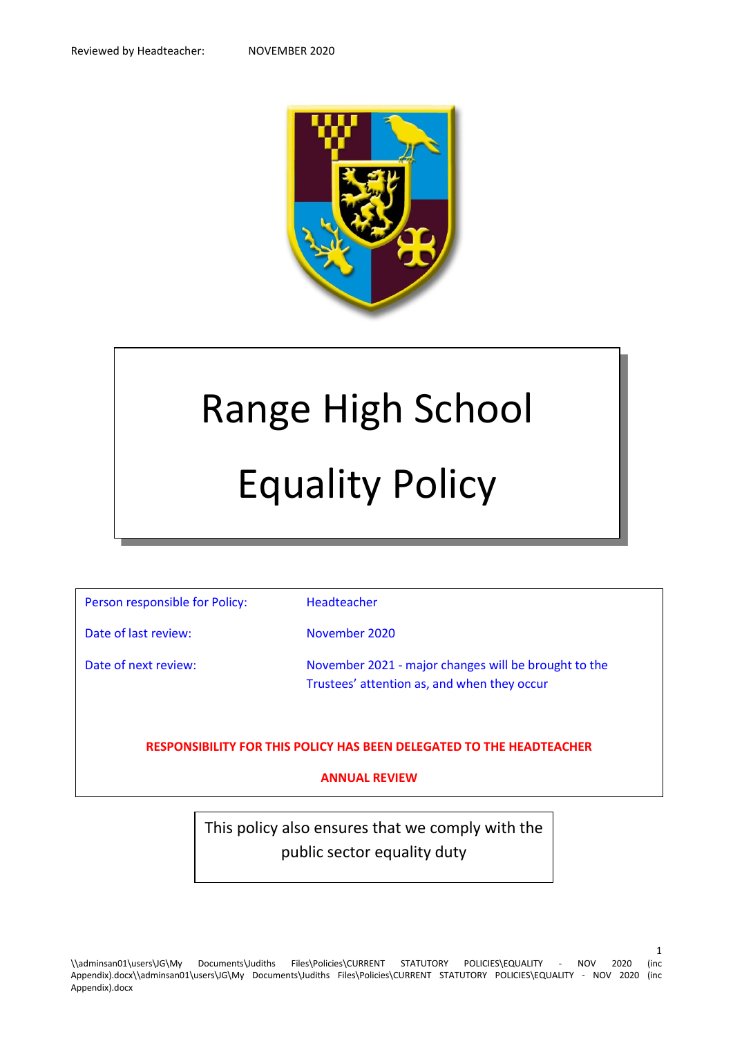Reviewed by Headteacher: NOVEMBER 2020

# Range High School

# Equality Policy

| | |
|---|---|
| Person responsible for Policy: | Headteacher |
| Date of last review: | November 2020 |
| Date of next review: | November 2021 - major changes will be brought to the Trustees' attention as, and when they occur |

**RESPONSIBILITY FOR THIS POLICY HAS BEEN DELEGATED TO THE HEADTEACHER**

**ANNUAL REVIEW**

This policy also ensures that we comply with the public sector equality duty

\\adminsan01\users\JG\My Documents\Judiths Files\Policies\CURRENT STATUTORY POLICIES\EQUALITY - NOV 2020 (inc Appendix).docx\\adminsan01\users\JG\My Documents\Judiths Files\Policies\CURRENT STATUTORY POLICIES\EQUALITY - NOV 2020 (inc Appendix).docx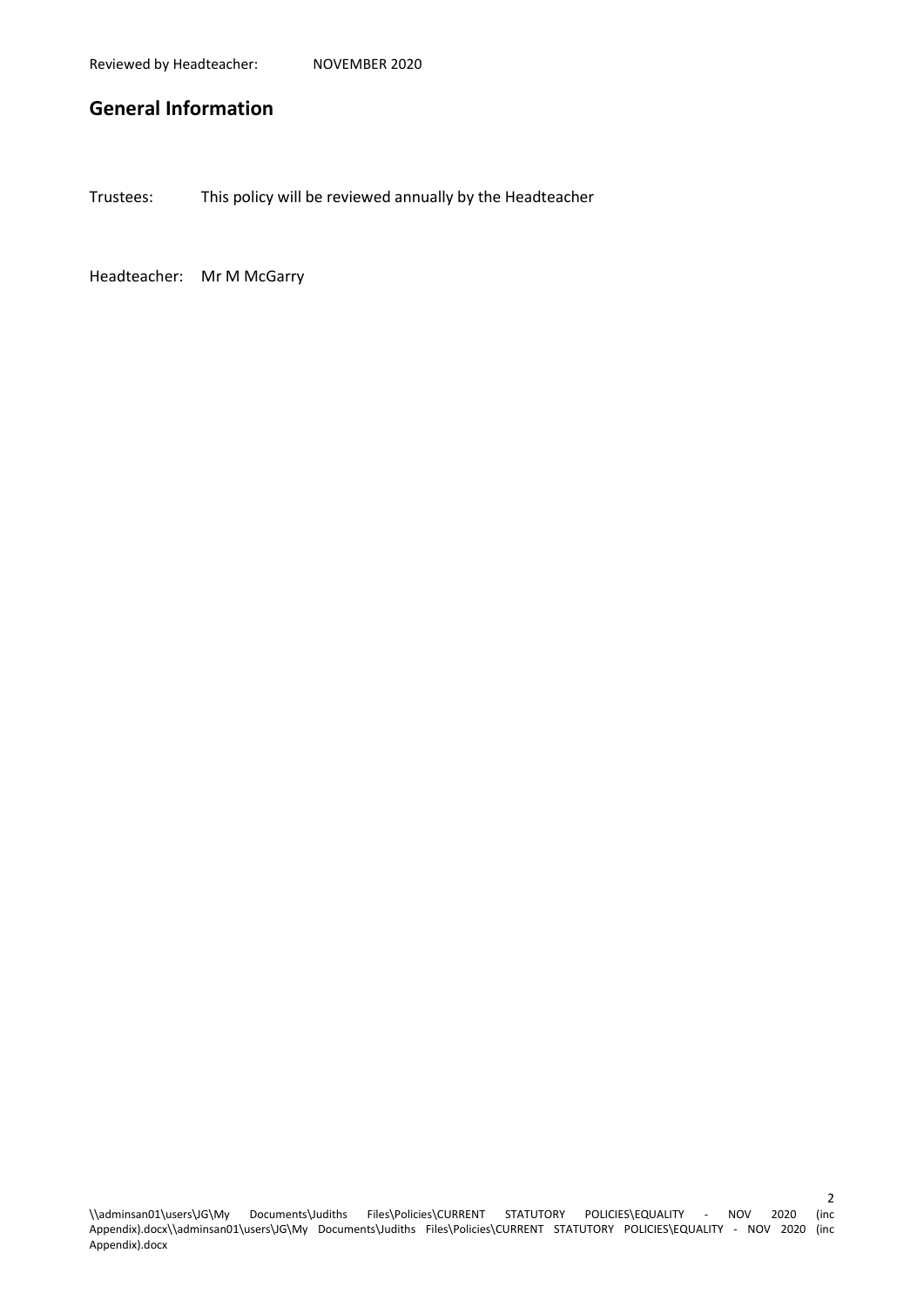Reviewed by Headteacher: NOVEMBER 2020

## General Information

Trustees: This policy will be reviewed annually by the Headteacher

Headteacher: Mr M McGarry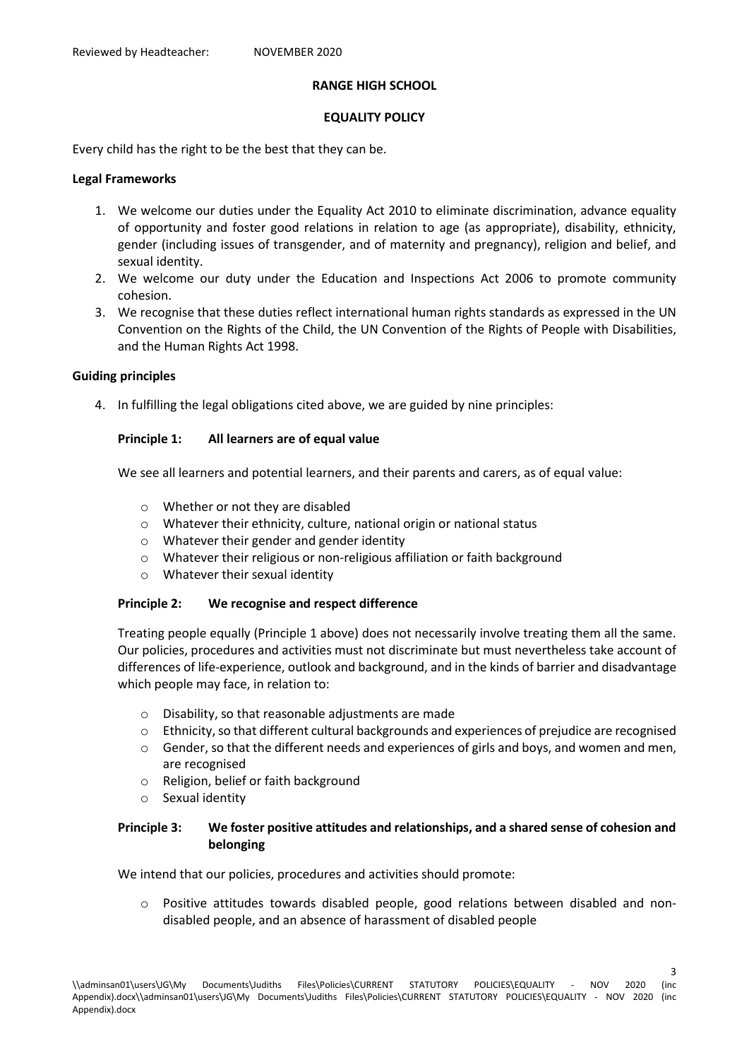Reviewed by Headteacher: NOVEMBER 2020

**RANGE HIGH SCHOOL**

**EQUALITY POLICY**

Every child has the right to be the best that they can be.

**Legal Frameworks**

1. We welcome our duties under the Equality Act 2010 to eliminate discrimination, advance equality of opportunity and foster good relations in relation to age (as appropriate), disability, ethnicity, gender (including issues of transgender, and of maternity and pregnancy), religion and belief, and sexual identity.
2. We welcome our duty under the Education and Inspections Act 2006 to promote community cohesion.
3. We recognise that these duties reflect international human rights standards as expressed in the UN Convention on the Rights of the Child, the UN Convention of the Rights of People with Disabilities, and the Human Rights Act 1998.

**Guiding principles**

4. In fulfilling the legal obligations cited above, we are guided by nine principles:

**Principle 1: All learners are of equal value**

We see all learners and potential learners, and their parents and carers, as of equal value:

- Whether or not they are disabled
- Whatever their ethnicity, culture, national origin or national status
- Whatever their gender and gender identity
- Whatever their religious or non-religious affiliation or faith background
- Whatever their sexual identity

**Principle 2: We recognise and respect difference**

Treating people equally (Principle 1 above) does not necessarily involve treating them all the same. Our policies, procedures and activities must not discriminate but must nevertheless take account of differences of life-experience, outlook and background, and in the kinds of barrier and disadvantage which people may face, in relation to:

- Disability, so that reasonable adjustments are made
- Ethnicity, so that different cultural backgrounds and experiences of prejudice are recognised
- Gender, so that the different needs and experiences of girls and boys, and women and men, are recognised
- Religion, belief or faith background
- Sexual identity

**Principle 3: We foster positive attitudes and relationships, and a shared sense of cohesion and belonging**

We intend that our policies, procedures and activities should promote:

- Positive attitudes towards disabled people, good relations between disabled and non-disabled people, and an absence of harassment of disabled people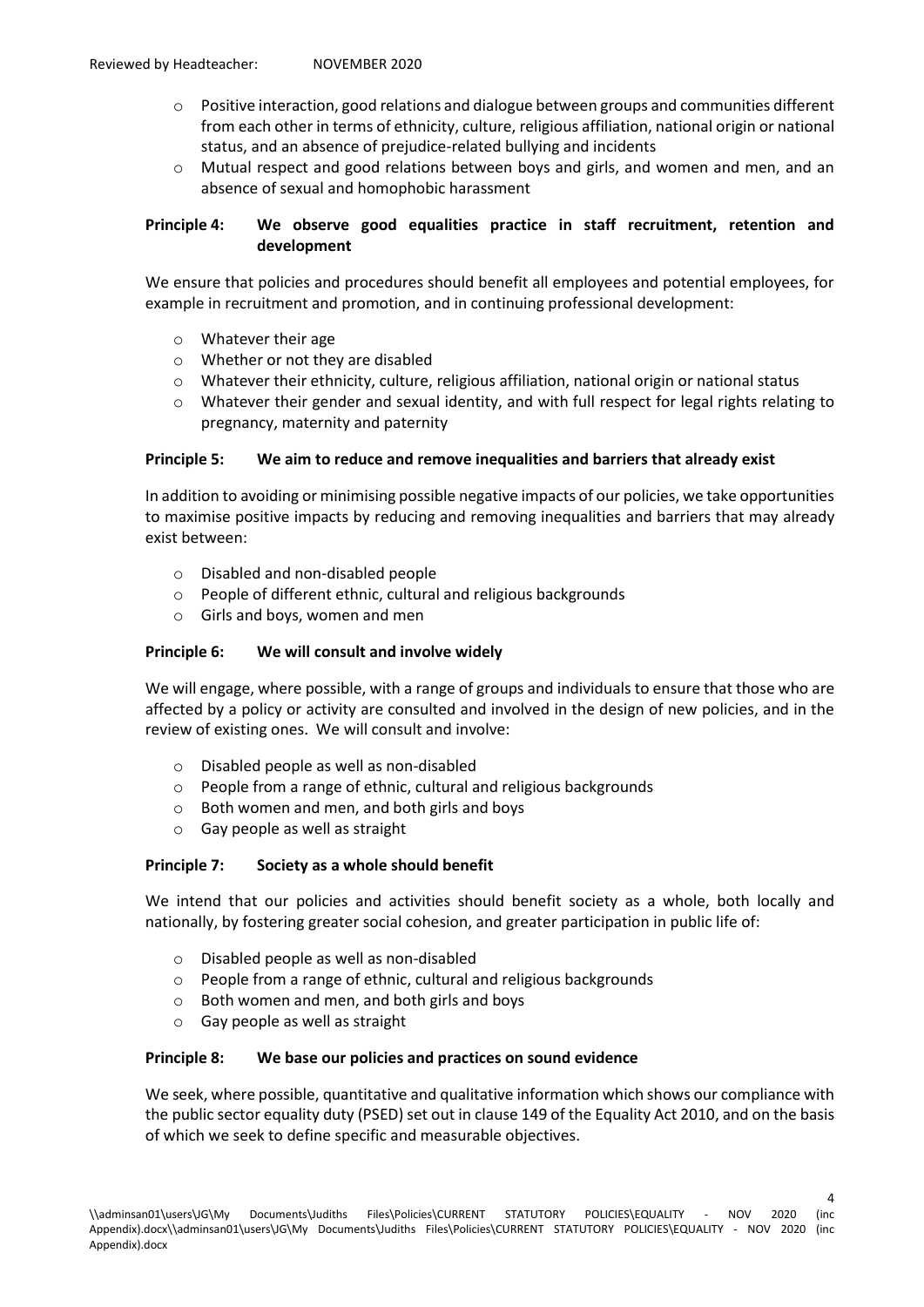- Positive interaction, good relations and dialogue between groups and communities different from each other in terms of ethnicity, culture, religious affiliation, national origin or national status, and an absence of prejudice-related bullying and incidents
- Mutual respect and good relations between boys and girls, and women and men, and an absence of sexual and homophobic harassment

**Principle 4: We observe good equalities practice in staff recruitment, retention and development**

We ensure that policies and procedures should benefit all employees and potential employees, for example in recruitment and promotion, and in continuing professional development:

- Whatever their age
- Whether or not they are disabled
- Whatever their ethnicity, culture, religious affiliation, national origin or national status
- Whatever their gender and sexual identity, and with full respect for legal rights relating to pregnancy, maternity and paternity

**Principle 5: We aim to reduce and remove inequalities and barriers that already exist**

In addition to avoiding or minimising possible negative impacts of our policies, we take opportunities to maximise positive impacts by reducing and removing inequalities and barriers that may already exist between:

- Disabled and non-disabled people
- People of different ethnic, cultural and religious backgrounds
- Girls and boys, women and men

**Principle 6: We will consult and involve widely**

We will engage, where possible, with a range of groups and individuals to ensure that those who are affected by a policy or activity are consulted and involved in the design of new policies, and in the review of existing ones. We will consult and involve:

- Disabled people as well as non-disabled
- People from a range of ethnic, cultural and religious backgrounds
- Both women and men, and both girls and boys
- Gay people as well as straight

**Principle 7: Society as a whole should benefit**

We intend that our policies and activities should benefit society as a whole, both locally and nationally, by fostering greater social cohesion, and greater participation in public life of:

- Disabled people as well as non-disabled
- People from a range of ethnic, cultural and religious backgrounds
- Both women and men, and both girls and boys
- Gay people as well as straight

**Principle 8: We base our policies and practices on sound evidence**

We seek, where possible, quantitative and qualitative information which shows our compliance with the public sector equality duty (PSED) set out in clause 149 of the Equality Act 2010, and on the basis of which we seek to define specific and measurable objectives.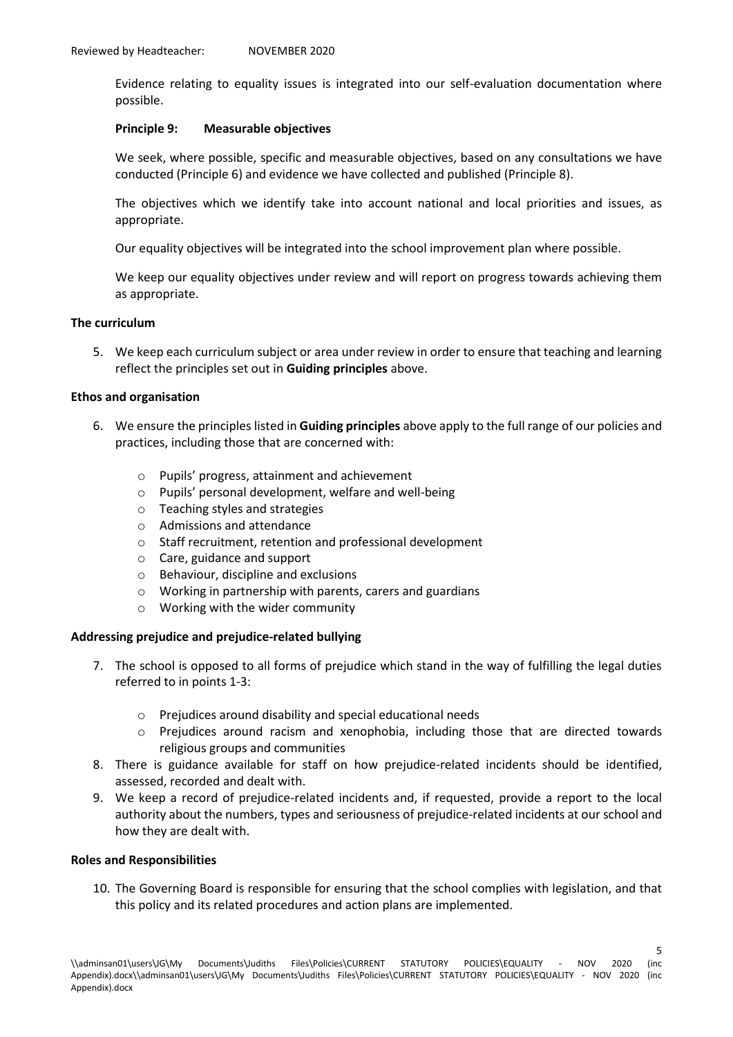Evidence relating to equality issues is integrated into our self-evaluation documentation where possible.

**Principle 9: Measurable objectives**

We seek, where possible, specific and measurable objectives, based on any consultations we have conducted (Principle 6) and evidence we have collected and published (Principle 8).

The objectives which we identify take into account national and local priorities and issues, as appropriate.

Our equality objectives will be integrated into the school improvement plan where possible.

We keep our equality objectives under review and will report on progress towards achieving them as appropriate.

**The curriculum**

5. We keep each curriculum subject or area under review in order to ensure that teaching and learning reflect the principles set out in **Guiding principles** above.

**Ethos and organisation**

6. We ensure the principles listed in **Guiding principles** above apply to the full range of our policies and practices, including those that are concerned with:
    - Pupils' progress, attainment and achievement
    - Pupils' personal development, welfare and well-being
    - Teaching styles and strategies
    - Admissions and attendance
    - Staff recruitment, retention and professional development
    - Care, guidance and support
    - Behaviour, discipline and exclusions
    - Working in partnership with parents, carers and guardians
    - Working with the wider community

**Addressing prejudice and prejudice-related bullying**

7. The school is opposed to all forms of prejudice which stand in the way of fulfilling the legal duties referred to in points 1-3:
    - Prejudices around disability and special educational needs
    - Prejudices around racism and xenophobia, including those that are directed towards religious groups and communities
8. There is guidance available for staff on how prejudice-related incidents should be identified, assessed, recorded and dealt with.
9. We keep a record of prejudice-related incidents and, if requested, provide a report to the local authority about the numbers, types and seriousness of prejudice-related incidents at our school and how they are dealt with.

**Roles and Responsibilities**

10. The Governing Board is responsible for ensuring that the school complies with legislation, and that this policy and its related procedures and action plans are implemented.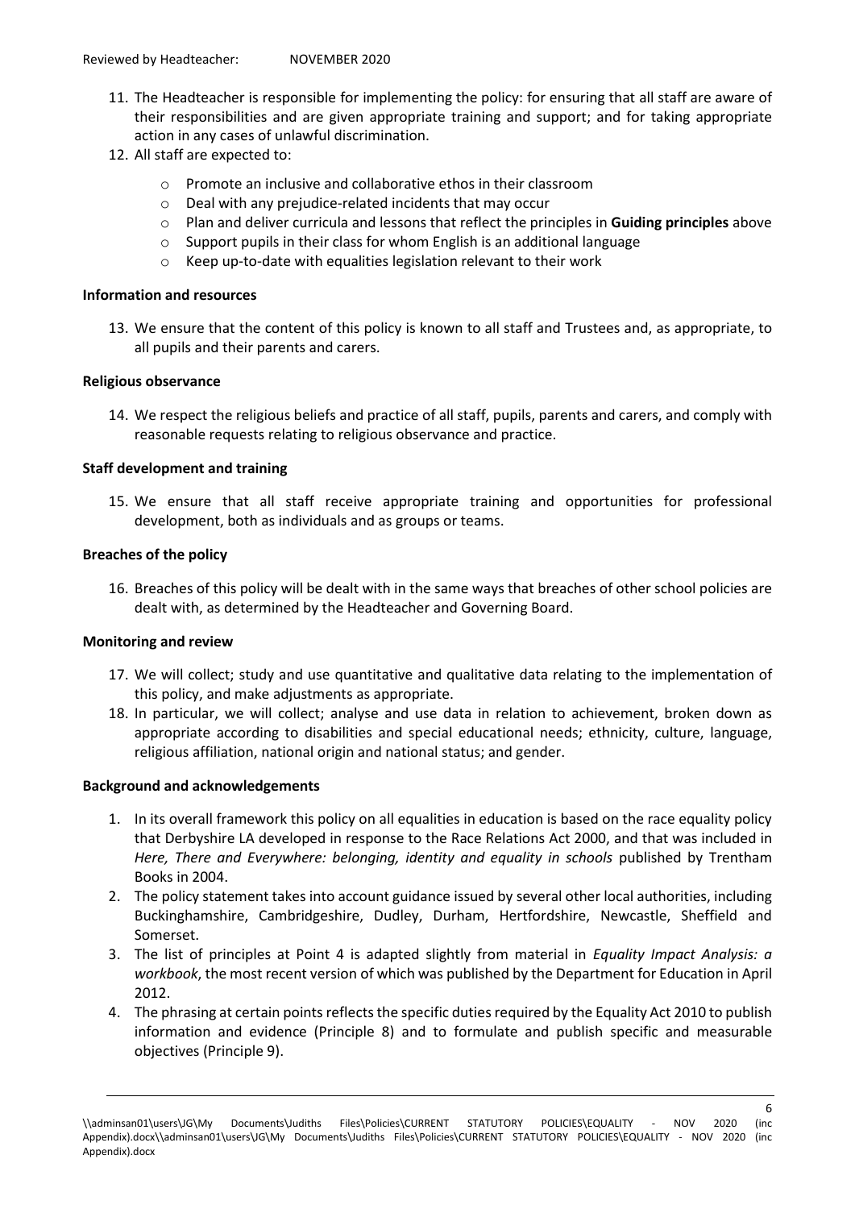11. The Headteacher is responsible for implementing the policy: for ensuring that all staff are aware of their responsibilities and are given appropriate training and support; and for taking appropriate action in any cases of unlawful discrimination.
12. All staff are expected to:
    - Promote an inclusive and collaborative ethos in their classroom
    - Deal with any prejudice-related incidents that may occur
    - Plan and deliver curricula and lessons that reflect the principles in **Guiding principles** above
    - Support pupils in their class for whom English is an additional language
    - Keep up-to-date with equalities legislation relevant to their work

**Information and resources**

13. We ensure that the content of this policy is known to all staff and Trustees and, as appropriate, to all pupils and their parents and carers.

**Religious observance**

14. We respect the religious beliefs and practice of all staff, pupils, parents and carers, and comply with reasonable requests relating to religious observance and practice.

**Staff development and training**

15. We ensure that all staff receive appropriate training and opportunities for professional development, both as individuals and as groups or teams.

**Breaches of the policy**

16. Breaches of this policy will be dealt with in the same ways that breaches of other school policies are dealt with, as determined by the Headteacher and Governing Board.

**Monitoring and review**

17. We will collect; study and use quantitative and qualitative data relating to the implementation of this policy, and make adjustments as appropriate.
18. In particular, we will collect; analyse and use data in relation to achievement, broken down as appropriate according to disabilities and special educational needs; ethnicity, culture, language, religious affiliation, national origin and national status; and gender.

**Background and acknowledgements**

1. In its overall framework this policy on all equalities in education is based on the race equality policy that Derbyshire LA developed in response to the Race Relations Act 2000, and that was included in *Here, There and Everywhere: belonging, identity and equality in schools* published by Trentham Books in 2004.
2. The policy statement takes into account guidance issued by several other local authorities, including Buckinghamshire, Cambridgeshire, Dudley, Durham, Hertfordshire, Newcastle, Sheffield and Somerset.
3. The list of principles at Point 4 is adapted slightly from material in *Equality Impact Analysis: a workbook*, the most recent version of which was published by the Department for Education in April 2012.
4. The phrasing at certain points reflects the specific duties required by the Equality Act 2010 to publish information and evidence (Principle 8) and to formulate and publish specific and measurable objectives (Principle 9).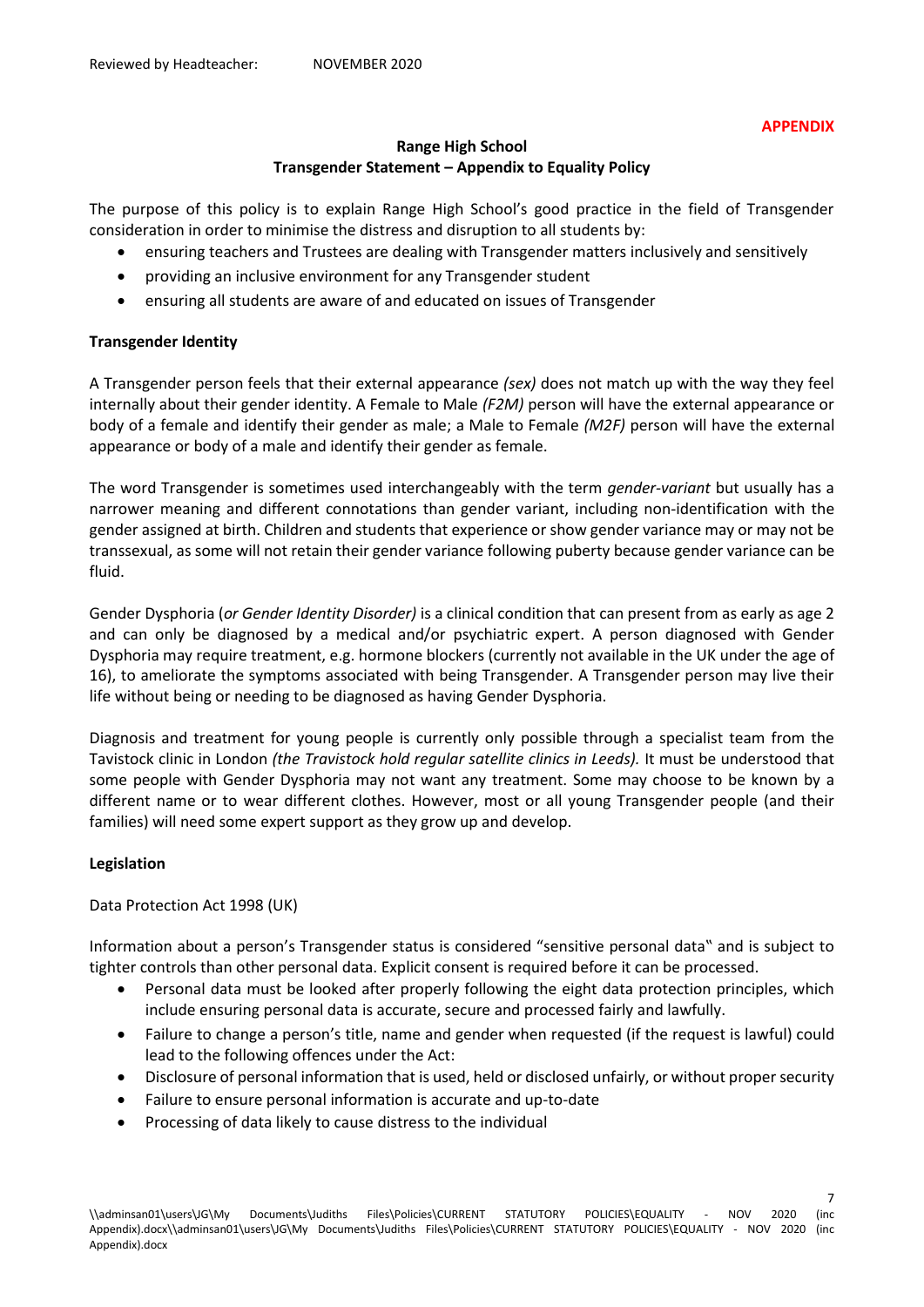Reviewed by Headteacher: NOVEMBER 2020

**APPENDIX**

**Range High School**
**Transgender Statement – Appendix to Equality Policy**

The purpose of this policy is to explain Range High School's good practice in the field of Transgender consideration in order to minimise the distress and disruption to all students by:

- ensuring teachers and Trustees are dealing with Transgender matters inclusively and sensitively
- providing an inclusive environment for any Transgender student
- ensuring all students are aware of and educated on issues of Transgender

**Transgender Identity**

A Transgender person feels that their external appearance *(sex)* does not match up with the way they feel internally about their gender identity. A Female to Male *(F2M)* person will have the external appearance or body of a female and identify their gender as male; a Male to Female *(M2F)* person will have the external appearance or body of a male and identify their gender as female.

The word Transgender is sometimes used interchangeably with the term *gender-variant* but usually has a narrower meaning and different connotations than gender variant, including non-identification with the gender assigned at birth. Children and students that experience or show gender variance may or may not be transsexual, as some will not retain their gender variance following puberty because gender variance can be fluid.

Gender Dysphoria (*or Gender Identity Disorder)* is a clinical condition that can present from as early as age 2 and can only be diagnosed by a medical and/or psychiatric expert. A person diagnosed with Gender Dysphoria may require treatment, e.g. hormone blockers (currently not available in the UK under the age of 16), to ameliorate the symptoms associated with being Transgender. A Transgender person may live their life without being or needing to be diagnosed as having Gender Dysphoria.

Diagnosis and treatment for young people is currently only possible through a specialist team from the Tavistock clinic in London *(the Travistock hold regular satellite clinics in Leeds).* It must be understood that some people with Gender Dysphoria may not want any treatment. Some may choose to be known by a different name or to wear different clothes. However, most or all young Transgender people (and their families) will need some expert support as they grow up and develop.

**Legislation**

Data Protection Act 1998 (UK)

Information about a person's Transgender status is considered "sensitive personal data" and is subject to tighter controls than other personal data. Explicit consent is required before it can be processed.

- Personal data must be looked after properly following the eight data protection principles, which include ensuring personal data is accurate, secure and processed fairly and lawfully.
- Failure to change a person's title, name and gender when requested (if the request is lawful) could lead to the following offences under the Act:
- Disclosure of personal information that is used, held or disclosed unfairly, or without proper security
- Failure to ensure personal information is accurate and up-to-date
- Processing of data likely to cause distress to the individual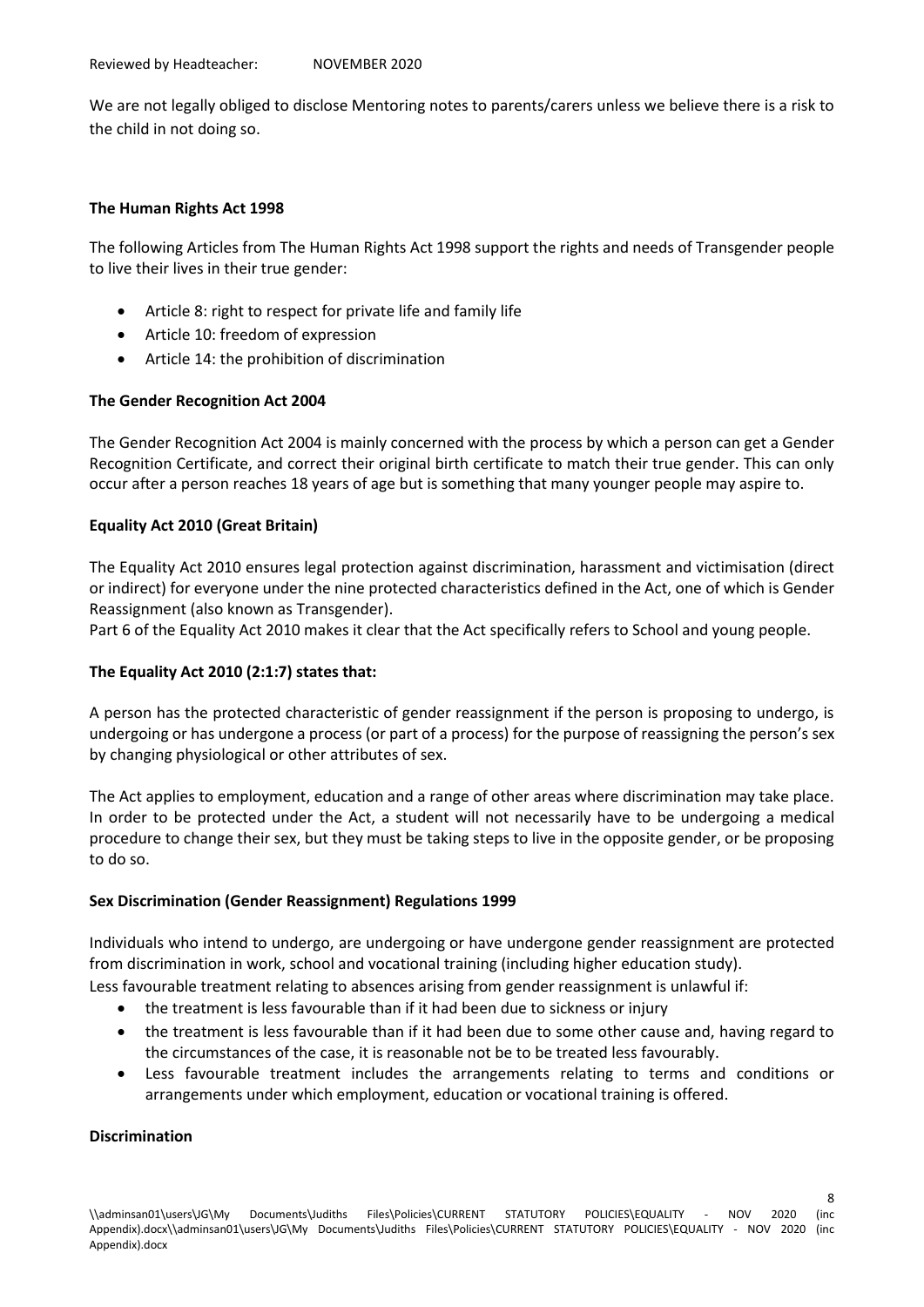We are not legally obliged to disclose Mentoring notes to parents/carers unless we believe there is a risk to the child in not doing so.

**The Human Rights Act 1998**

The following Articles from The Human Rights Act 1998 support the rights and needs of Transgender people to live their lives in their true gender:

- Article 8: right to respect for private life and family life
- Article 10: freedom of expression
- Article 14: the prohibition of discrimination

**The Gender Recognition Act 2004**

The Gender Recognition Act 2004 is mainly concerned with the process by which a person can get a Gender Recognition Certificate, and correct their original birth certificate to match their true gender. This can only occur after a person reaches 18 years of age but is something that many younger people may aspire to.

**Equality Act 2010 (Great Britain)**

The Equality Act 2010 ensures legal protection against discrimination, harassment and victimisation (direct or indirect) for everyone under the nine protected characteristics defined in the Act, one of which is Gender Reassignment (also known as Transgender).
Part 6 of the Equality Act 2010 makes it clear that the Act specifically refers to School and young people.

**The Equality Act 2010 (2:1:7) states that:**

A person has the protected characteristic of gender reassignment if the person is proposing to undergo, is undergoing or has undergone a process (or part of a process) for the purpose of reassigning the person's sex by changing physiological or other attributes of sex.

The Act applies to employment, education and a range of other areas where discrimination may take place. In order to be protected under the Act, a student will not necessarily have to be undergoing a medical procedure to change their sex, but they must be taking steps to live in the opposite gender, or be proposing to do so.

**Sex Discrimination (Gender Reassignment) Regulations 1999**

Individuals who intend to undergo, are undergoing or have undergone gender reassignment are protected from discrimination in work, school and vocational training (including higher education study).
Less favourable treatment relating to absences arising from gender reassignment is unlawful if:

- the treatment is less favourable than if it had been due to sickness or injury
- the treatment is less favourable than if it had been due to some other cause and, having regard to the circumstances of the case, it is reasonable not be to be treated less favourably.
- Less favourable treatment includes the arrangements relating to terms and conditions or arrangements under which employment, education or vocational training is offered.

**Discrimination**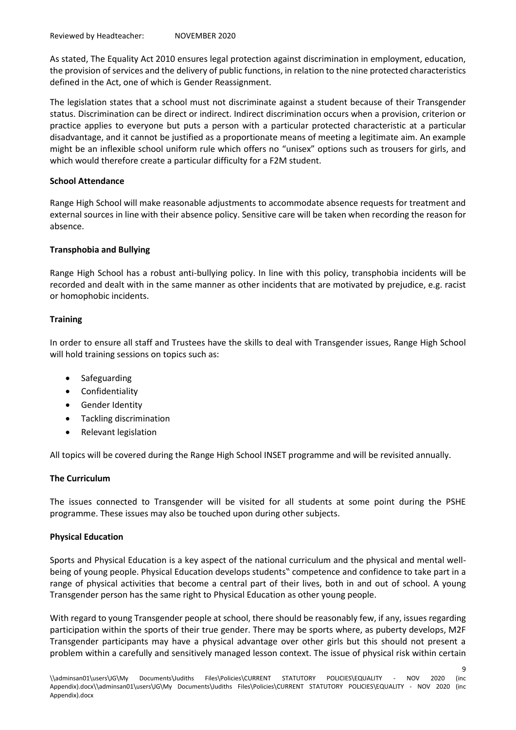As stated, The Equality Act 2010 ensures legal protection against discrimination in employment, education, the provision of services and the delivery of public functions, in relation to the nine protected characteristics defined in the Act, one of which is Gender Reassignment.

The legislation states that a school must not discriminate against a student because of their Transgender status. Discrimination can be direct or indirect. Indirect discrimination occurs when a provision, criterion or practice applies to everyone but puts a person with a particular protected characteristic at a particular disadvantage, and it cannot be justified as a proportionate means of meeting a legitimate aim. An example might be an inflexible school uniform rule which offers no "unisex" options such as trousers for girls, and which would therefore create a particular difficulty for a F2M student.

**School Attendance**

Range High School will make reasonable adjustments to accommodate absence requests for treatment and external sources in line with their absence policy. Sensitive care will be taken when recording the reason for absence.

**Transphobia and Bullying**

Range High School has a robust anti-bullying policy. In line with this policy, transphobia incidents will be recorded and dealt with in the same manner as other incidents that are motivated by prejudice, e.g. racist or homophobic incidents.

**Training**

In order to ensure all staff and Trustees have the skills to deal with Transgender issues, Range High School will hold training sessions on topics such as:

- Safeguarding
- Confidentiality
- Gender Identity
- Tackling discrimination
- Relevant legislation

All topics will be covered during the Range High School INSET programme and will be revisited annually.

**The Curriculum**

The issues connected to Transgender will be visited for all students at some point during the PSHE programme. These issues may also be touched upon during other subjects.

**Physical Education**

Sports and Physical Education is a key aspect of the national curriculum and the physical and mental well-being of young people. Physical Education develops students‟ competence and confidence to take part in a range of physical activities that become a central part of their lives, both in and out of school. A young Transgender person has the same right to Physical Education as other young people.

With regard to young Transgender people at school, there should be reasonably few, if any, issues regarding participation within the sports of their true gender. There may be sports where, as puberty develops, M2F Transgender participants may have a physical advantage over other girls but this should not present a problem within a carefully and sensitively managed lesson context. The issue of physical risk within certain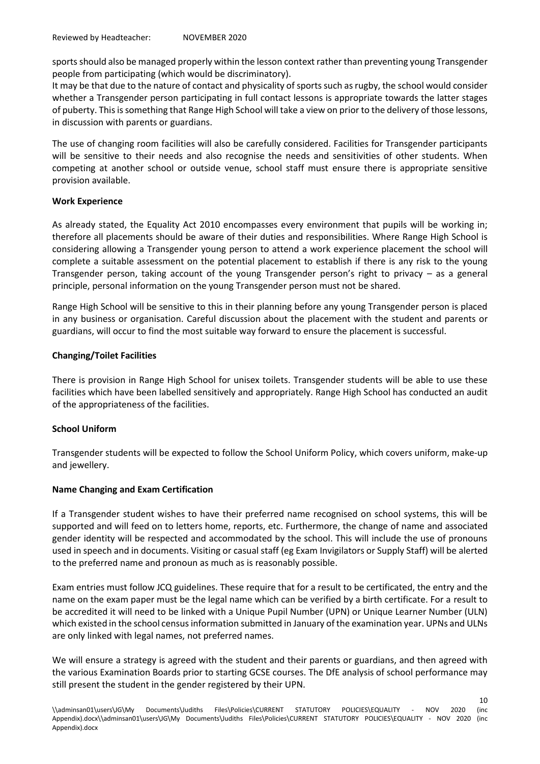sports should also be managed properly within the lesson context rather than preventing young Transgender people from participating (which would be discriminatory).

It may be that due to the nature of contact and physicality of sports such as rugby, the school would consider whether a Transgender person participating in full contact lessons is appropriate towards the latter stages of puberty. This is something that Range High School will take a view on prior to the delivery of those lessons, in discussion with parents or guardians.

The use of changing room facilities will also be carefully considered. Facilities for Transgender participants will be sensitive to their needs and also recognise the needs and sensitivities of other students. When competing at another school or outside venue, school staff must ensure there is appropriate sensitive provision available.

**Work Experience**

As already stated, the Equality Act 2010 encompasses every environment that pupils will be working in; therefore all placements should be aware of their duties and responsibilities. Where Range High School is considering allowing a Transgender young person to attend a work experience placement the school will complete a suitable assessment on the potential placement to establish if there is any risk to the young Transgender person, taking account of the young Transgender person's right to privacy – as a general principle, personal information on the young Transgender person must not be shared.

Range High School will be sensitive to this in their planning before any young Transgender person is placed in any business or organisation. Careful discussion about the placement with the student and parents or guardians, will occur to find the most suitable way forward to ensure the placement is successful.

**Changing/Toilet Facilities**

There is provision in Range High School for unisex toilets. Transgender students will be able to use these facilities which have been labelled sensitively and appropriately. Range High School has conducted an audit of the appropriateness of the facilities.

**School Uniform**

Transgender students will be expected to follow the School Uniform Policy, which covers uniform, make-up and jewellery.

**Name Changing and Exam Certification**

If a Transgender student wishes to have their preferred name recognised on school systems, this will be supported and will feed on to letters home, reports, etc. Furthermore, the change of name and associated gender identity will be respected and accommodated by the school. This will include the use of pronouns used in speech and in documents. Visiting or casual staff (eg Exam Invigilators or Supply Staff) will be alerted to the preferred name and pronoun as much as is reasonably possible.

Exam entries must follow JCQ guidelines. These require that for a result to be certificated, the entry and the name on the exam paper must be the legal name which can be verified by a birth certificate. For a result to be accredited it will need to be linked with a Unique Pupil Number (UPN) or Unique Learner Number (ULN) which existed in the school census information submitted in January of the examination year. UPNs and ULNs are only linked with legal names, not preferred names.

We will ensure a strategy is agreed with the student and their parents or guardians, and then agreed with the various Examination Boards prior to starting GCSE courses. The DfE analysis of school performance may still present the student in the gender registered by their UPN.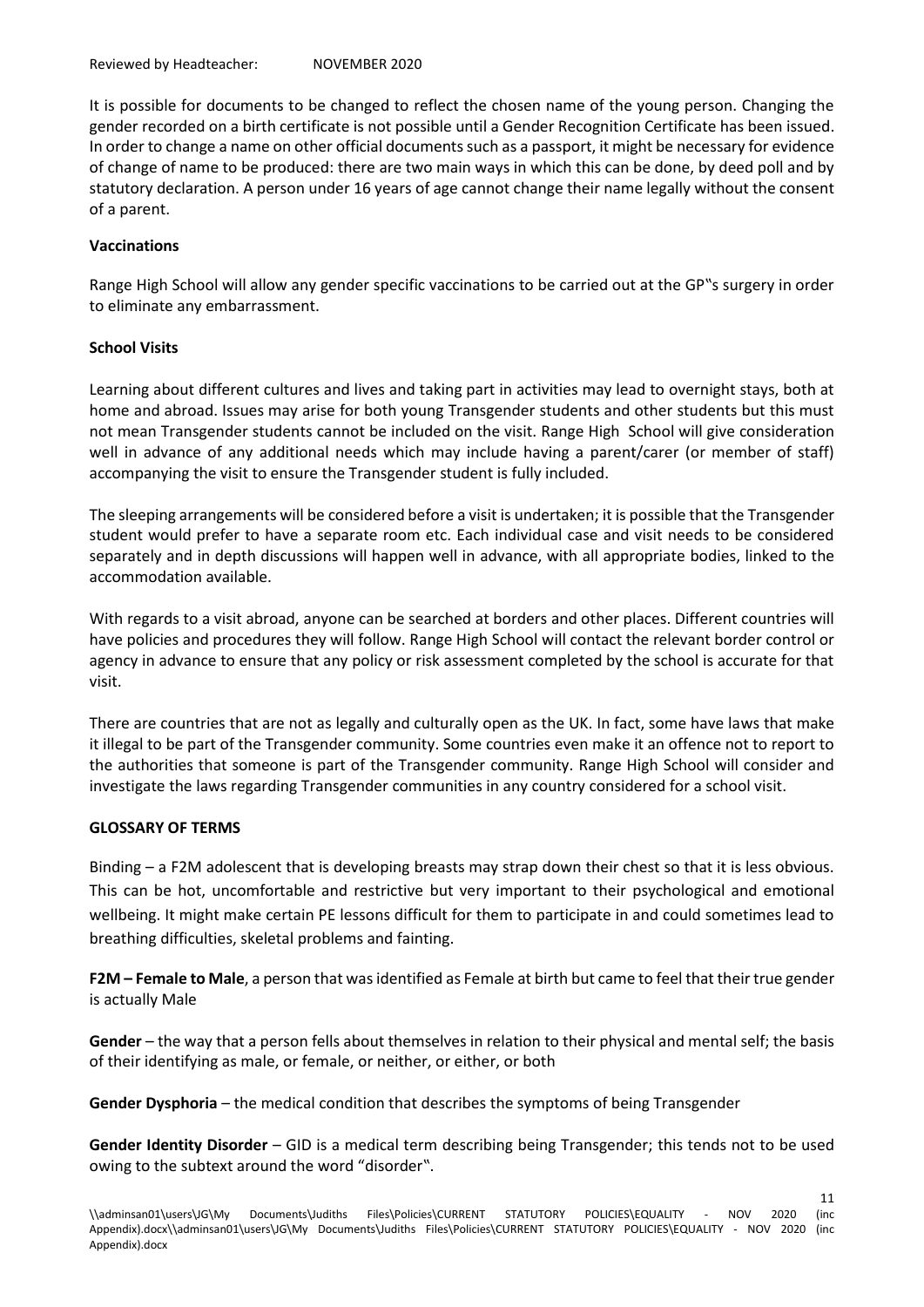It is possible for documents to be changed to reflect the chosen name of the young person. Changing the gender recorded on a birth certificate is not possible until a Gender Recognition Certificate has been issued. In order to change a name on other official documents such as a passport, it might be necessary for evidence of change of name to be produced: there are two main ways in which this can be done, by deed poll and by statutory declaration. A person under 16 years of age cannot change their name legally without the consent of a parent.

**Vaccinations**

Range High School will allow any gender specific vaccinations to be carried out at the GP"s surgery in order to eliminate any embarrassment.

**School Visits**

Learning about different cultures and lives and taking part in activities may lead to overnight stays, both at home and abroad. Issues may arise for both young Transgender students and other students but this must not mean Transgender students cannot be included on the visit. Range High School will give consideration well in advance of any additional needs which may include having a parent/carer (or member of staff) accompanying the visit to ensure the Transgender student is fully included.

The sleeping arrangements will be considered before a visit is undertaken; it is possible that the Transgender student would prefer to have a separate room etc. Each individual case and visit needs to be considered separately and in depth discussions will happen well in advance, with all appropriate bodies, linked to the accommodation available.

With regards to a visit abroad, anyone can be searched at borders and other places. Different countries will have policies and procedures they will follow. Range High School will contact the relevant border control or agency in advance to ensure that any policy or risk assessment completed by the school is accurate for that visit.

There are countries that are not as legally and culturally open as the UK. In fact, some have laws that make it illegal to be part of the Transgender community. Some countries even make it an offence not to report to the authorities that someone is part of the Transgender community. Range High School will consider and investigate the laws regarding Transgender communities in any country considered for a school visit.

**GLOSSARY OF TERMS**

Binding – a F2M adolescent that is developing breasts may strap down their chest so that it is less obvious. This can be hot, uncomfortable and restrictive but very important to their psychological and emotional wellbeing. It might make certain PE lessons difficult for them to participate in and could sometimes lead to breathing difficulties, skeletal problems and fainting.

**F2M – Female to Male**, a person that was identified as Female at birth but came to feel that their true gender is actually Male

**Gender** – the way that a person fells about themselves in relation to their physical and mental self; the basis of their identifying as male, or female, or neither, or either, or both

**Gender Dysphoria** – the medical condition that describes the symptoms of being Transgender

**Gender Identity Disorder** – GID is a medical term describing being Transgender; this tends not to be used owing to the subtext around the word "disorder".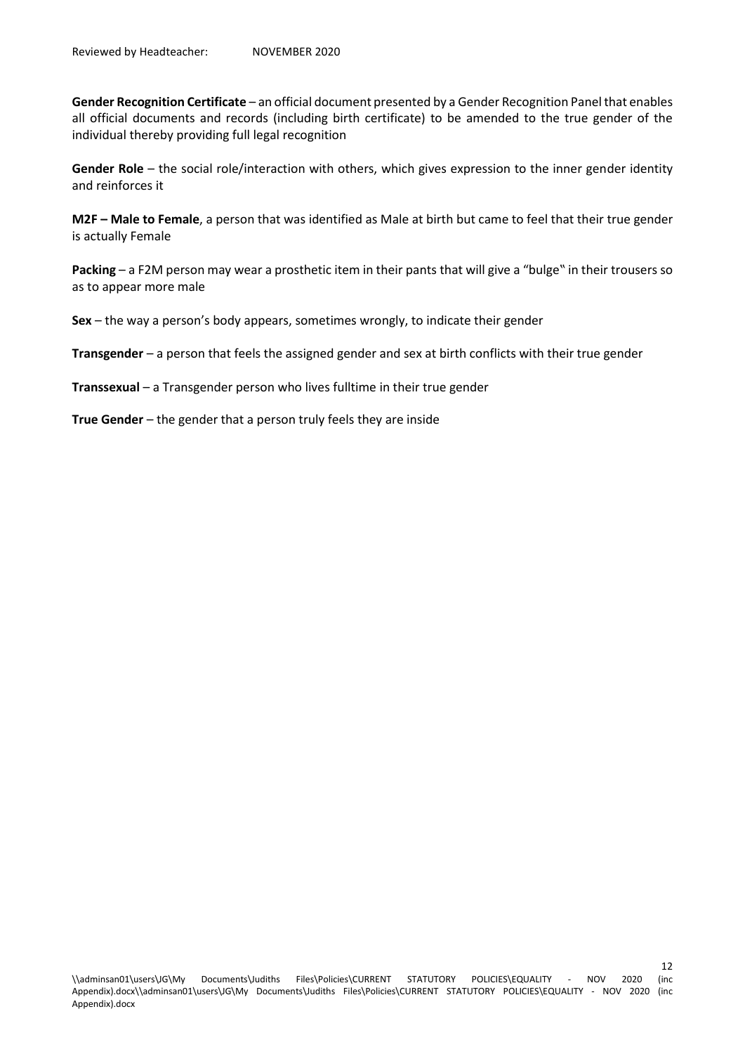**Gender Recognition Certificate** – an official document presented by a Gender Recognition Panel that enables all official documents and records (including birth certificate) to be amended to the true gender of the individual thereby providing full legal recognition

**Gender Role** – the social role/interaction with others, which gives expression to the inner gender identity and reinforces it

**M2F – Male to Female**, a person that was identified as Male at birth but came to feel that their true gender is actually Female

**Packing** – a F2M person may wear a prosthetic item in their pants that will give a "bulge" in their trousers so as to appear more male

**Sex** – the way a person's body appears, sometimes wrongly, to indicate their gender

**Transgender** – a person that feels the assigned gender and sex at birth conflicts with their true gender

**Transsexual** – a Transgender person who lives fulltime in their true gender

**True Gender** – the gender that a person truly feels they are inside